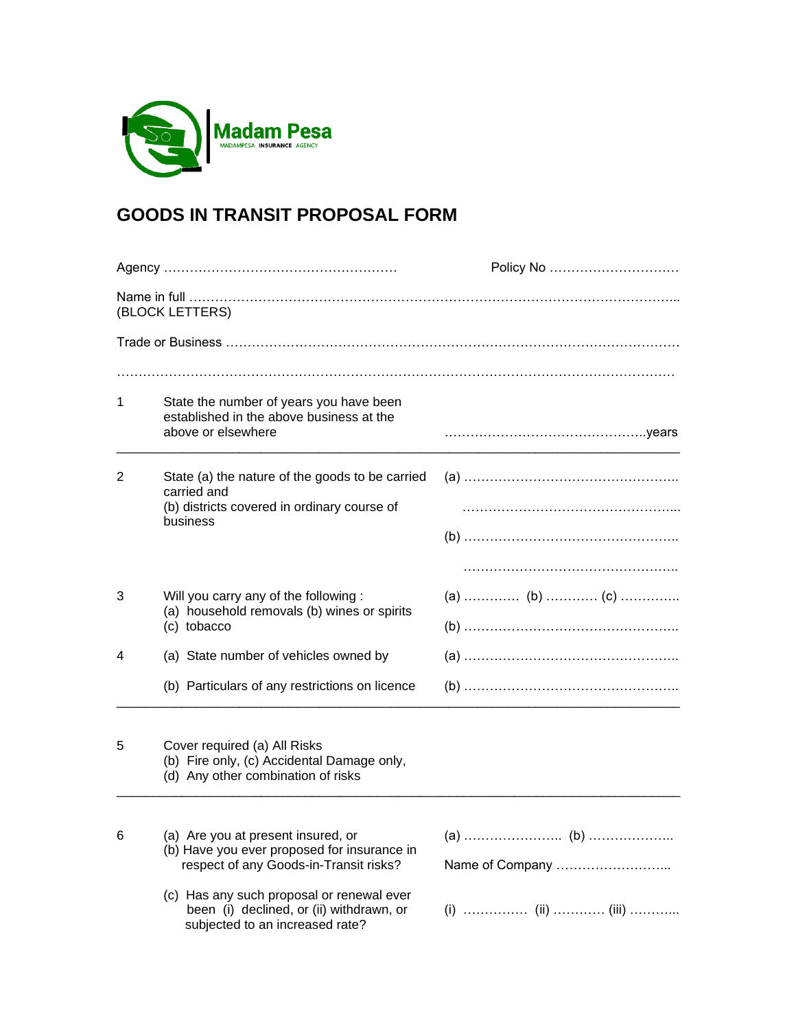Madam Pesa

MADAMPESA INSURANCE AGENCY

# GOODS IN TRANSIT PROPOSAL FORM

Agency ……………………………………………… Policy No …………………………

Name in full ……………………………………………………………………………………………...
(BLOCK LETTERS)

Trade or Business ……………………………………………………………………………………

……………………………………………………………………………………………………………

| | | |
|---|---|---|
| 1 | State the number of years you have been established in the above business at the above or elsewhere | ………………………………………years |
| 2 | State (a) the nature of the goods to be carried carried and<br>(b) districts covered in ordinary course of business | (a) …………………………………………..<br>…………………………………………...<br>(b) …………………………………………..<br>………………………………………….. |
| 3 | Will you carry any of the following :<br>(a) household removals (b) wines or spirits<br>(c) tobacco | (a) ………… (b) ………… (c) …………..<br>(b) ………………………………………….. |
| 4 | (a) State number of vehicles owned by | (a) ………………………………………….. |
| | (b) Particulars of any restrictions on licence | (b) ………………………………………….. |
| 5 | Cover required (a) All Risks<br>(b) Fire only, (c) Accidental Damage only,<br>(d) Any other combination of risks | |
| 6 | (a) Are you at present insured, or<br>(b) Have you ever proposed for insurance in respect of any Goods-in-Transit risks? | (a) ………………….. (b) ………………..<br>Name of Company ……………………... |
| | (c) Has any such proposal or renewal ever been (i) declined, or (ii) withdrawn, or subjected to an increased rate? | (i) …………… (ii) ………… (iii) ………... |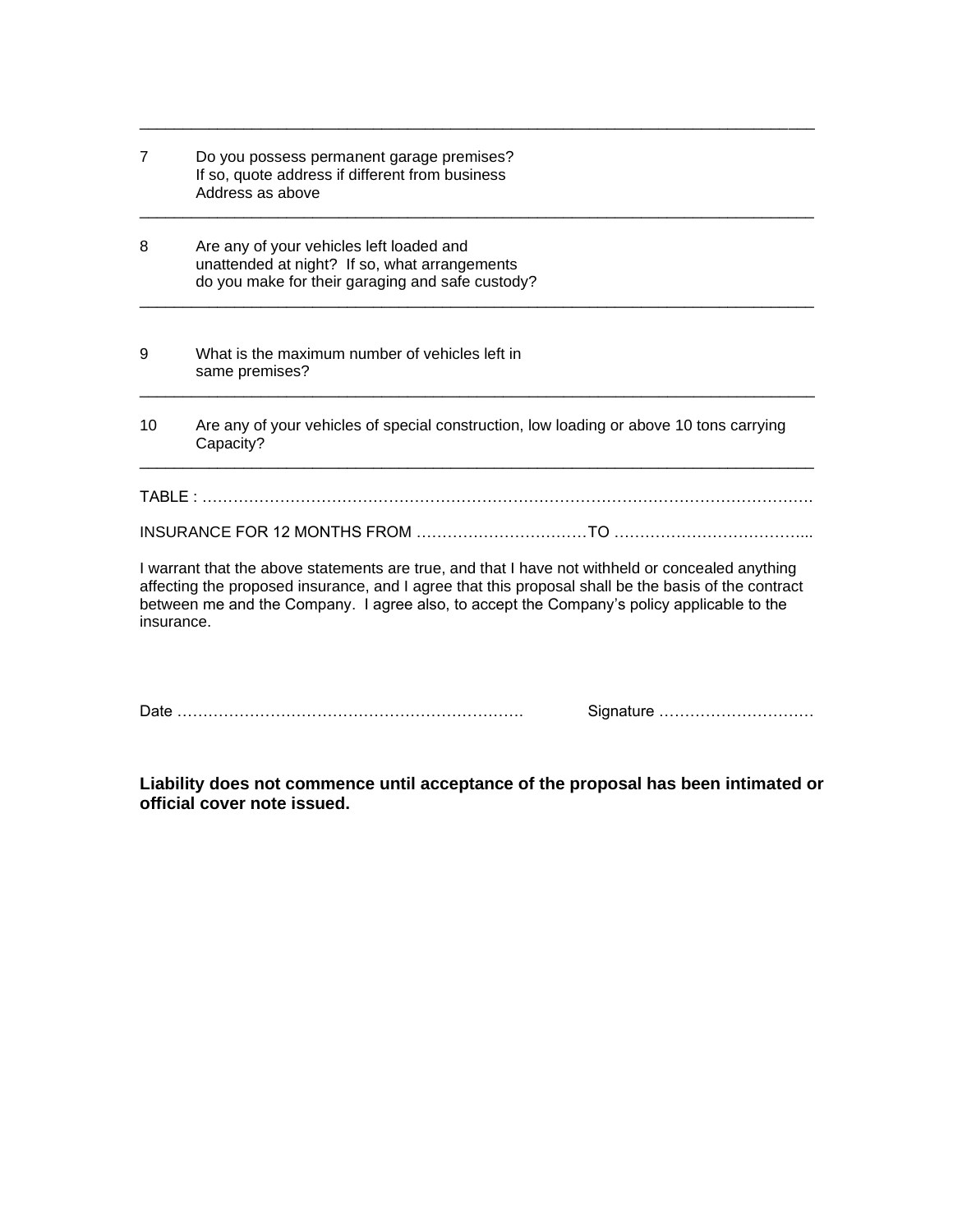7 Do you possess permanent garage premises?
If so, quote address if different from business
Address as above

8 Are any of your vehicles left loaded and
unattended at night? If so, what arrangements
do you make for their garaging and safe custody?

9 What is the maximum number of vehicles left in
same premises?

10 Are any of your vehicles of special construction, low loading or above 10 tons carrying
Capacity?

TABLE : ……………………………………………………………………………………………………

INSURANCE FOR 12 MONTHS FROM ……………………………TO ………………………………..

I warrant that the above statements are true, and that I have not withheld or concealed anything affecting the proposed insurance, and I agree that this proposal shall be the basis of the contract between me and the Company. I agree also, to accept the Company's policy applicable to the insurance.

Date ………………………………………………………… Signature …………………………

**Liability does not commence until acceptance of the proposal has been intimated or official cover note issued.**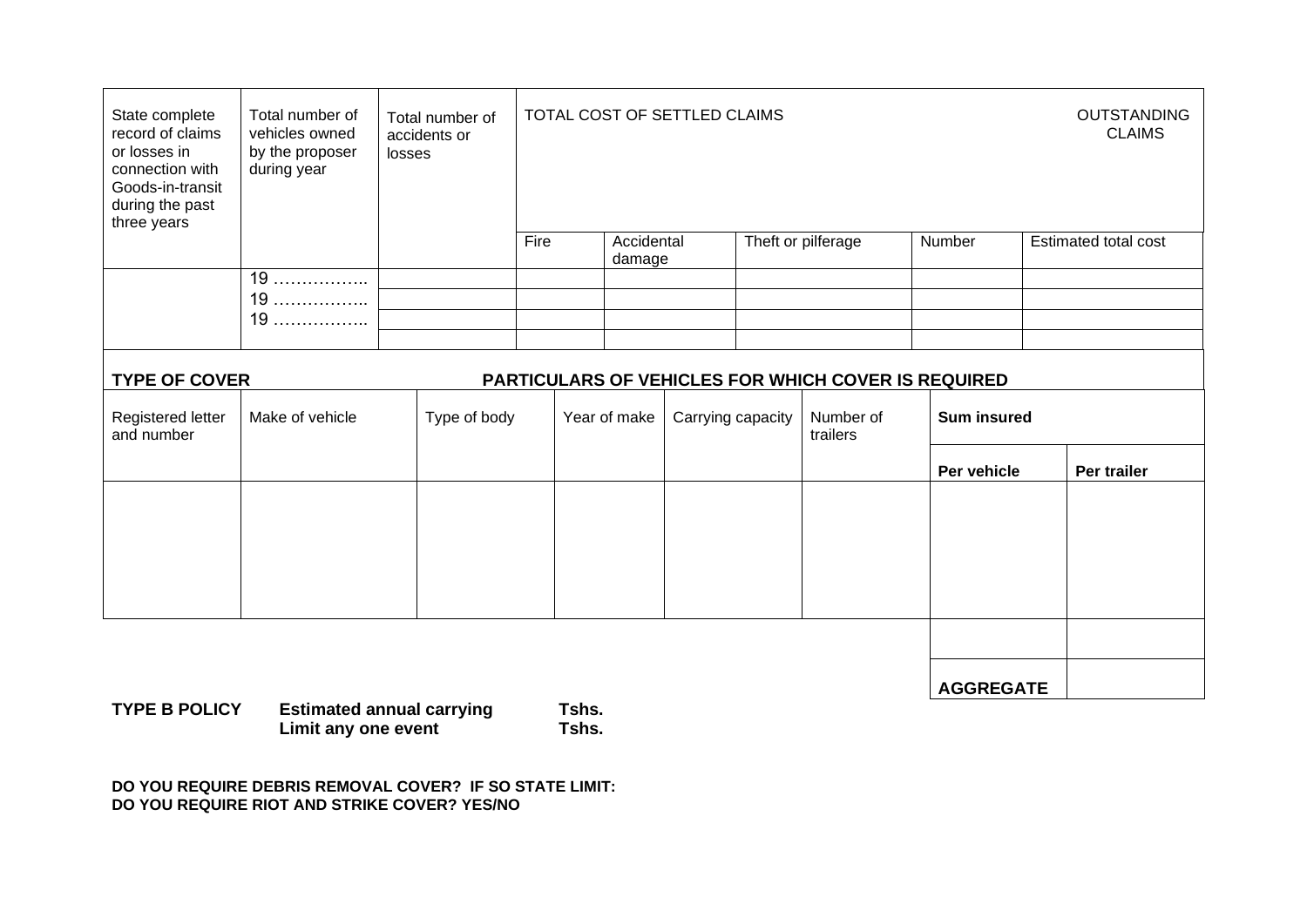| State complete record of claims or losses in connection with Goods-in-transit during the past three years | Total number of vehicles owned by the proposer during year | Total number of accidents or losses | TOTAL COST OF SETTLED CLAIMS | | | OUTSTANDING CLAIMS | |
|---|---|---|---|---|---|---|---|
| | | | Fire | Accidental damage | Theft or pilferage | Number | Estimated total cost |
| | 19 …………….. | | | | | | |
| | 19 …………….. | | | | | | |
| | 19 …………….. | | | | | | |
| | | | | | | | |

**TYPE OF COVER** **PARTICULARS OF VEHICLES FOR WHICH COVER IS REQUIRED**

| Registered letter and number | Make of vehicle | Type of body | Year of make | Carrying capacity | Number of trailers | **Sum insured** | |
|---|---|---|---|---|---|---|---|
| | | | | | | **Per vehicle** | **Per trailer** |
| | | | | | | | |
| | | | | | | | |
| | | | | | | **AGGREGATE** | |

**TYPE B POLICY** **Estimated annual carrying** **Tshs.**
**Limit any one event** **Tshs.**

**DO YOU REQUIRE DEBRIS REMOVAL COVER? IF SO STATE LIMIT:**
**DO YOU REQUIRE RIOT AND STRIKE COVER? YES/NO**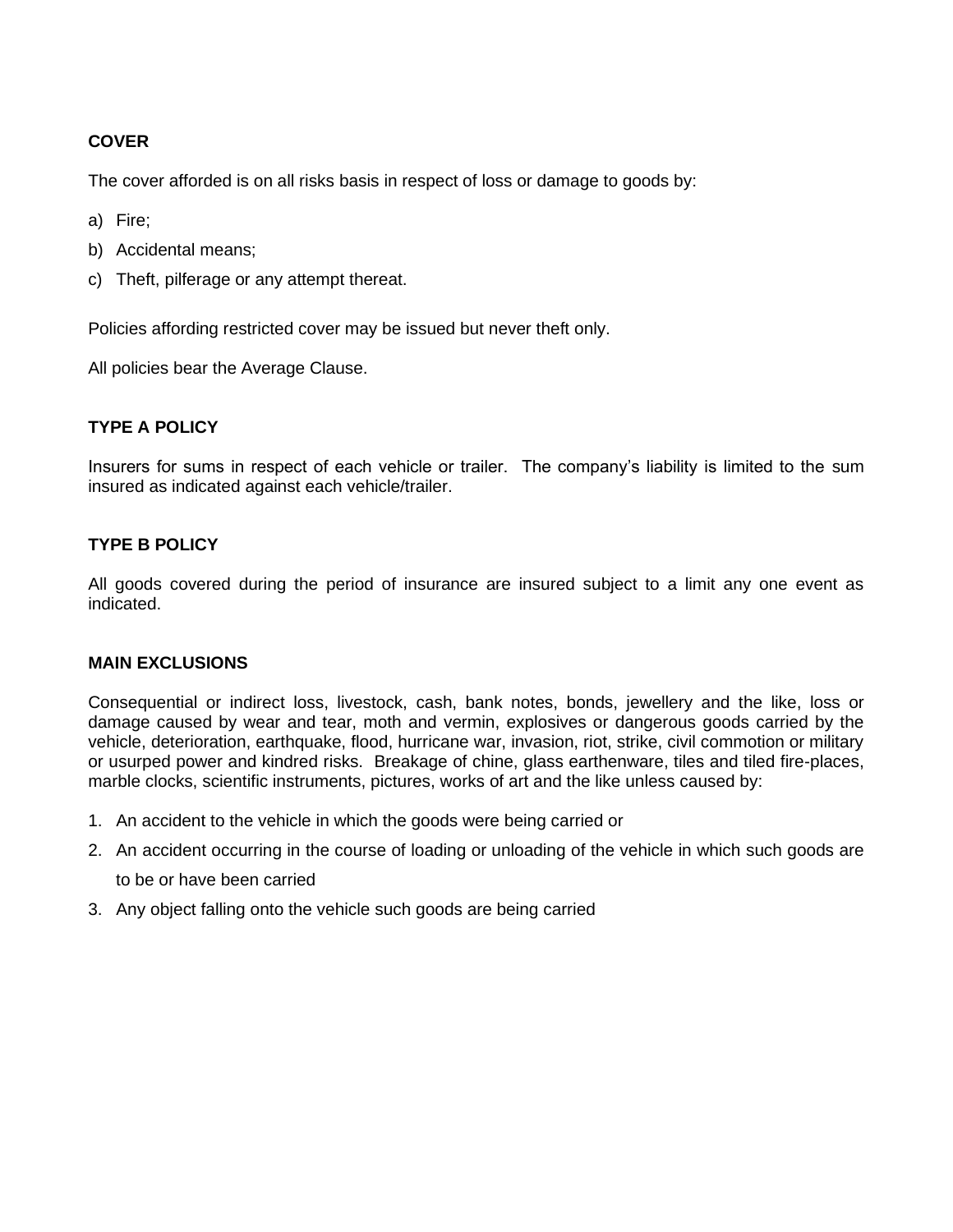**COVER**

The cover afforded is on all risks basis in respect of loss or damage to goods by:

a) Fire;
b) Accidental means;
c) Theft, pilferage or any attempt thereat.

Policies affording restricted cover may be issued but never theft only.

All policies bear the Average Clause.

**TYPE A POLICY**

Insurers for sums in respect of each vehicle or trailer. The company's liability is limited to the sum insured as indicated against each vehicle/trailer.

**TYPE B POLICY**

All goods covered during the period of insurance are insured subject to a limit any one event as indicated.

**MAIN EXCLUSIONS**

Consequential or indirect loss, livestock, cash, bank notes, bonds, jewellery and the like, loss or damage caused by wear and tear, moth and vermin, explosives or dangerous goods carried by the vehicle, deterioration, earthquake, flood, hurricane war, invasion, riot, strike, civil commotion or military or usurped power and kindred risks. Breakage of chine, glass earthenware, tiles and tiled fire-places, marble clocks, scientific instruments, pictures, works of art and the like unless caused by:

1. An accident to the vehicle in which the goods were being carried or
2. An accident occurring in the course of loading or unloading of the vehicle in which such goods are to be or have been carried
3. Any object falling onto the vehicle such goods are being carried